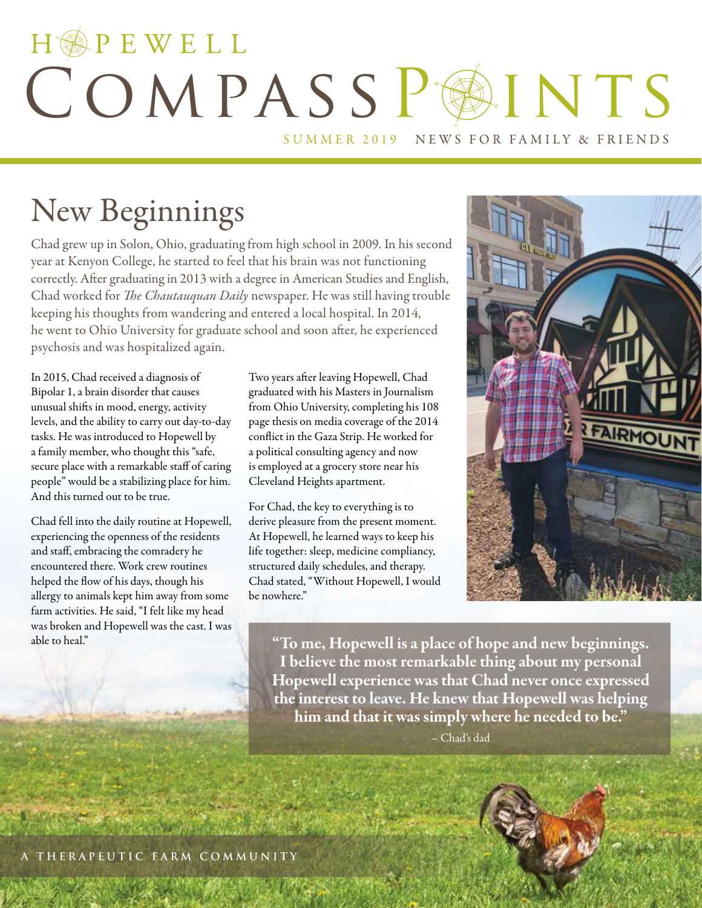# HOPEWELL COMPASS POINTS

SUMMER 2019 NEWS FOR FAMILY & FRIENDS

## New Beginnings

Chad grew up in Solon, Ohio, graduating from high school in 2009. In his second year at Kenyon College, he started to feel that his brain was not functioning correctly. After graduating in 2013 with a degree in American Studies and English, Chad worked for *The Chautauquan Daily* newspaper. He was still having trouble keeping his thoughts from wandering and entered a local hospital. In 2014, he went to Ohio University for graduate school and soon after, he experienced psychosis and was hospitalized again.

In 2015, Chad received a diagnosis of Bipolar 1, a brain disorder that causes unusual shifts in mood, energy, activity levels, and the ability to carry out day-to-day tasks. He was introduced to Hopewell by a family member, who thought this "safe, secure place with a remarkable staff of caring people" would be a stabilizing place for him. And this turned out to be true.

Chad fell into the daily routine at Hopewell, experiencing the openness of the residents and staff, embracing the comradery he encountered there. Work crew routines helped the flow of his days, though his allergy to animals kept him away from some farm activities. He said, "I felt like my head was broken and Hopewell was the cast. I was able to heal."

Two years after leaving Hopewell, Chad graduated with his Masters in Journalism from Ohio University, completing his 108 page thesis on media coverage of the 2014 conflict in the Gaza Strip. He worked for a political consulting agency and now is employed at a grocery store near his Cleveland Heights apartment.

For Chad, the key to everything is to derive pleasure from the present moment. At Hopewell, he learned ways to keep his life together: sleep, medicine compliancy, structured daily schedules, and therapy. Chad stated, "Without Hopewell, I would be nowhere."

> **"To me, Hopewell is a place of hope and new beginnings. I believe the most remarkable thing about my personal Hopewell experience was that Chad never once expressed the interest to leave. He knew that Hopewell was helping him and that it was simply where he needed to be."**
>
> – Chad's dad

A THERAPEUTIC FARM COMMUNITY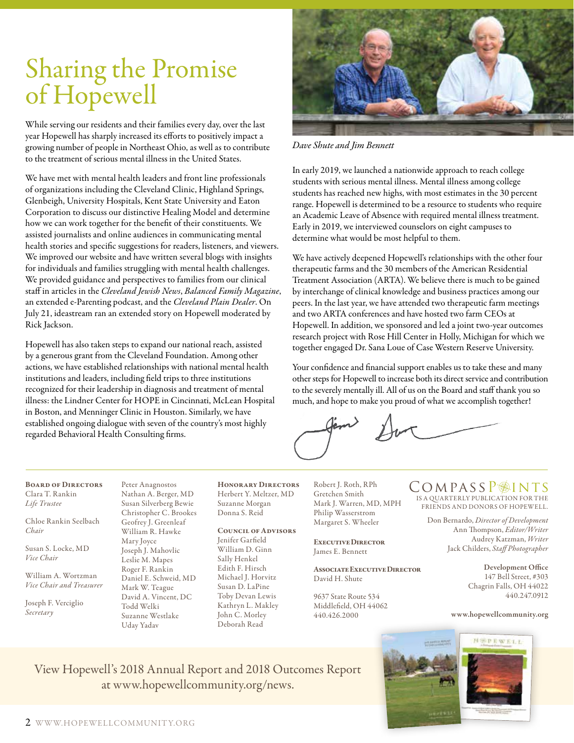# Sharing the Promise of Hopewell

While serving our residents and their families every day, over the last year Hopewell has sharply increased its efforts to positively impact a growing number of people in Northeast Ohio, as well as to contribute to the treatment of serious mental illness in the United States.

We have met with mental health leaders and front line professionals of organizations including the Cleveland Clinic, Highland Springs, Glenbeigh, University Hospitals, Kent State University and Eaton Corporation to discuss our distinctive Healing Model and determine how we can work together for the benefit of their constituents. We assisted journalists and online audiences in communicating mental health stories and specific suggestions for readers, listeners, and viewers. We improved our website and have written several blogs with insights for individuals and families struggling with mental health challenges. We provided guidance and perspectives to families from our clinical staff in articles in the *Cleveland Jewish News*, *Balanced Family Magazine*, an extended e-Parenting podcast, and the *Cleveland Plain Dealer*. On July 21, ideastream ran an extended story on Hopewell moderated by Rick Jackson.

Hopewell has also taken steps to expand our national reach, assisted by a generous grant from the Cleveland Foundation. Among other actions, we have established relationships with national mental health institutions and leaders, including field trips to three institutions recognized for their leadership in diagnosis and treatment of mental illness: the Lindner Center for HOPE in Cincinnati, McLean Hospital in Boston, and Menninger Clinic in Houston. Similarly, we have established ongoing dialogue with seven of the country's most highly regarded Behavioral Health Consulting firms.

*Dave Shute and Jim Bennett*

In early 2019, we launched a nationwide approach to reach college students with serious mental illness. Mental illness among college students has reached new highs, with most estimates in the 30 percent range. Hopewell is determined to be a resource to students who require an Academic Leave of Absence with required mental illness treatment. Early in 2019, we interviewed counselors on eight campuses to determine what would be most helpful to them.

We have actively deepened Hopewell's relationships with the other four therapeutic farms and the 30 members of the American Residential Treatment Association (ARTA). We believe there is much to be gained by interchange of clinical knowledge and business practices among our peers. In the last year, we have attended two therapeutic farm meetings and two ARTA conferences and have hosted two farm CEOs at Hopewell. In addition, we sponsored and led a joint two-year outcomes research project with Rose Hill Center in Holly, Michigan for which we together engaged Dr. Sana Loue of Case Western Reserve University.

Your confidence and financial support enables us to take these and many other steps for Hopewell to increase both its direct service and contribution to the severely mentally ill. All of us on the Board and staff thank you so much, and hope to make you proud of what we accomplish together!

**Board of Directors**
Clara T. Rankin
*Life Trustee*

Chloe Rankin Seelbach
*Chair*

Susan S. Locke, MD
*Vice Chair*

William A. Wortzman
*Vice Chair and Treasurer*

Joseph F. Verciglio
*Secretary*

Peter Anagnostos
Nathan A. Berger, MD
Susan Silverberg Bewie
Christopher C. Brookes
Geoffrey J. Greenleaf
William R. Hawke
Mary Joyce
Joseph J. Mahovlic
Leslie M. Mapes
Roger F. Rankin
Daniel E. Schweid, MD
Mark W. Teague
David A. Vincent, DC
Todd Welki
Suzanne Westlake
Uday Yadav

**Honorary Directors**
Herbert Y. Meltzer, MD
Suzanne Morgan
Donna S. Reid

**Council of Advisors**
Jenifer Garfield
William D. Ginn
Sally Henkel
Edith F. Hirsch
Michael J. Horvitz
Susan D. LaPine
Toby Devan Lewis
Kathryn L. Makley
John C. Morley
Deborah Read
Robert J. Roth, RPh
Gretchen Smith
Mark J. Warren, MD, MPH
Philip Wasserstrom
Margaret S. Wheeler

**Executive Director**
James E. Bennett

**Associate Executive Director**
David H. Shute

9637 State Route 534
Middlefield, OH 44062
440.426.2000

**COMPASS POINTS** IS A QUARTERLY PUBLICATION FOR THE FRIENDS AND DONORS OF HOPEWELL.

Don Bernardo, *Director of Development*
Ann Thompson, *Editor/Writer*
Audrey Katzman, *Writer*
Jack Childers, *Staff Photographer*

**Development Office**
147 Bell Street, #303
Chagrin Falls, OH 44022
440.247.0912

**www.hopewellcommunity.org**

View Hopewell's 2018 Annual Report and 2018 Outcomes Report at www.hopewellcommunity.org/news.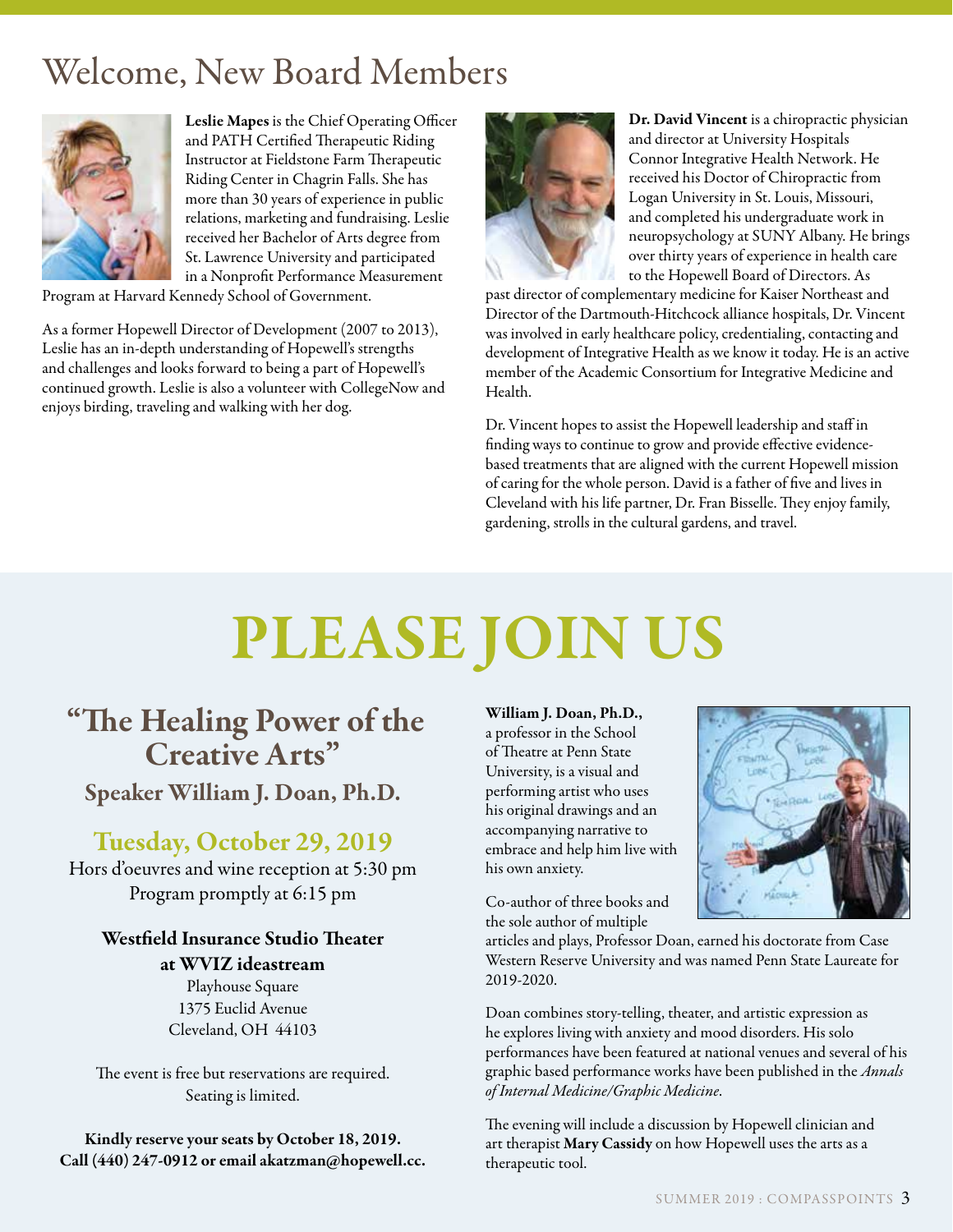# Welcome, New Board Members

**Leslie Mapes** is the Chief Operating Officer and PATH Certified Therapeutic Riding Instructor at Fieldstone Farm Therapeutic Riding Center in Chagrin Falls. She has more than 30 years of experience in public relations, marketing and fundraising. Leslie received her Bachelor of Arts degree from St. Lawrence University and participated in a Nonprofit Performance Measurement Program at Harvard Kennedy School of Government.

As a former Hopewell Director of Development (2007 to 2013), Leslie has an in-depth understanding of Hopewell's strengths and challenges and looks forward to being a part of Hopewell's continued growth. Leslie is also a volunteer with CollegeNow and enjoys birding, traveling and walking with her dog.

**Dr. David Vincent** is a chiropractic physician and director at University Hospitals Connor Integrative Health Network. He received his Doctor of Chiropractic from Logan University in St. Louis, Missouri, and completed his undergraduate work in neuropsychology at SUNY Albany. He brings over thirty years of experience in health care to the Hopewell Board of Directors. As past director of complementary medicine for Kaiser Northeast and Director of the Dartmouth-Hitchcock alliance hospitals, Dr. Vincent was involved in early healthcare policy, credentialing, contacting and development of Integrative Health as we know it today. He is an active member of the Academic Consortium for Integrative Medicine and Health.

Dr. Vincent hopes to assist the Hopewell leadership and staff in finding ways to continue to grow and provide effective evidence-based treatments that are aligned with the current Hopewell mission of caring for the whole person. David is a father of five and lives in Cleveland with his life partner, Dr. Fran Bisselle. They enjoy family, gardening, strolls in the cultural gardens, and travel.

# PLEASE JOIN US

## "The Healing Power of the Creative Arts"

### Speaker William J. Doan, Ph.D.

### Tuesday, October 29, 2019

Hors d'oeuvres and wine reception at 5:30 pm
Program promptly at 6:15 pm

**Westfield Insurance Studio Theater at WVIZ ideastream**
Playhouse Square
1375 Euclid Avenue
Cleveland, OH 44103

The event is free but reservations are required. Seating is limited.

**Kindly reserve your seats by October 18, 2019. Call (440) 247-0912 or email akatzman@hopewell.cc.**

**William J. Doan, Ph.D.,** a professor in the School of Theatre at Penn State University, is a visual and performing artist who uses his original drawings and an accompanying narrative to embrace and help him live with his own anxiety.

Co-author of three books and the sole author of multiple articles and plays, Professor Doan, earned his doctorate from Case Western Reserve University and was named Penn State Laureate for 2019-2020.

Doan combines story-telling, theater, and artistic expression as he explores living with anxiety and mood disorders. His solo performances have been featured at national venues and several of his graphic based performance works have been published in the *Annals of Internal Medicine/Graphic Medicine*.

The evening will include a discussion by Hopewell clinician and art therapist **Mary Cassidy** on how Hopewell uses the arts as a therapeutic tool.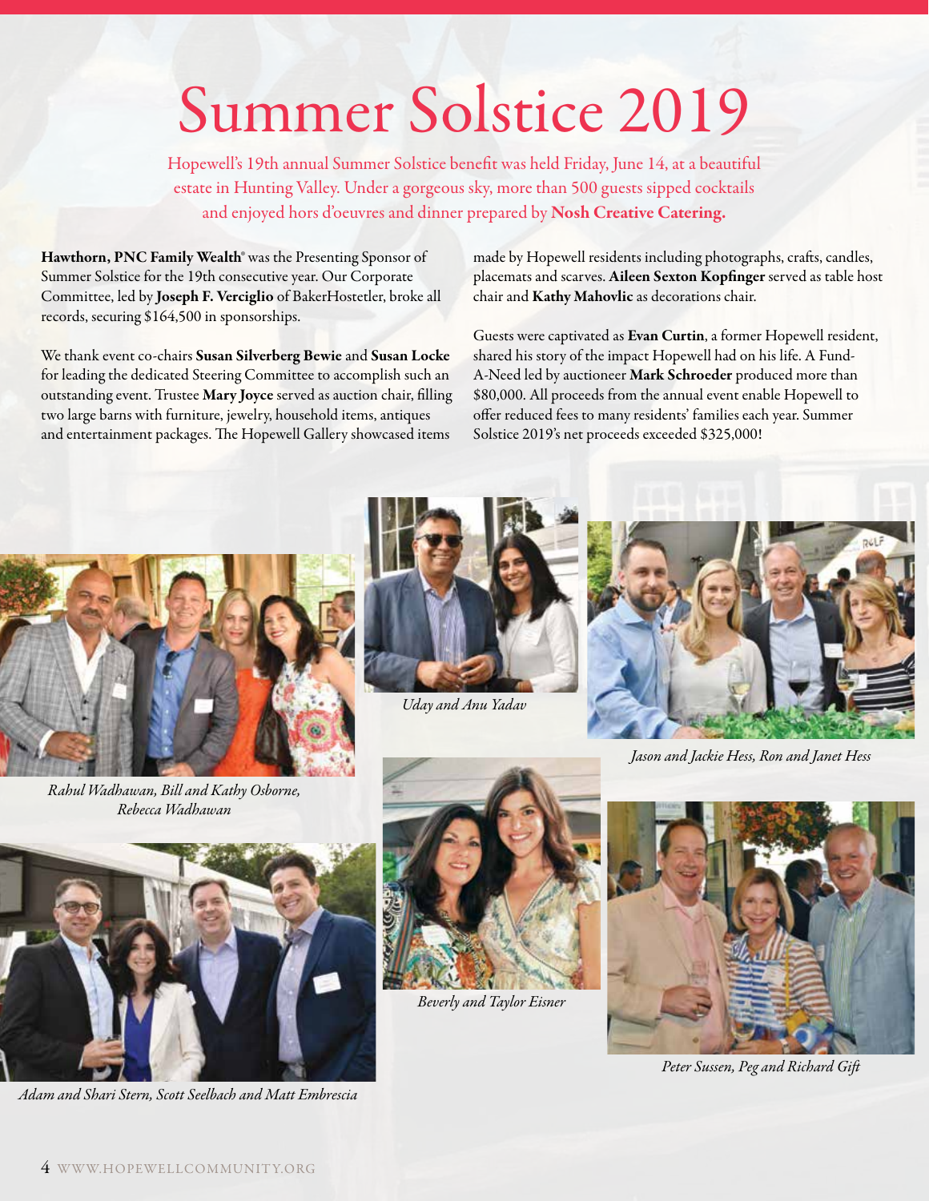# Summer Solstice 2019

Hopewell's 19th annual Summer Solstice benefit was held Friday, June 14, at a beautiful estate in Hunting Valley. Under a gorgeous sky, more than 500 guests sipped cocktails and enjoyed hors d'oeuvres and dinner prepared by **Nosh Creative Catering.**

**Hawthorn, PNC Family Wealth®** was the Presenting Sponsor of Summer Solstice for the 19th consecutive year. Our Corporate Committee, led by **Joseph F. Verciglio** of BakerHostetler, broke all records, securing $164,500 in sponsorships.

We thank event co-chairs **Susan Silverberg Bewie** and **Susan Locke** for leading the dedicated Steering Committee to accomplish such an outstanding event. Trustee **Mary Joyce** served as auction chair, filling two large barns with furniture, jewelry, household items, antiques and entertainment packages. The Hopewell Gallery showcased items made by Hopewell residents including photographs, crafts, candles, placemats and scarves. **Aileen Sexton Kopfinger** served as table host chair and **Kathy Mahovlic** as decorations chair.

Guests were captivated as **Evan Curtin**, a former Hopewell resident, shared his story of the impact Hopewell had on his life. A Fund-A-Need led by auctioneer **Mark Schroeder** produced more than $80,000. All proceeds from the annual event enable Hopewell to offer reduced fees to many residents' families each year. Summer Solstice 2019's net proceeds exceeded $325,000!

*Rahul Wadhawan, Bill and Kathy Osborne, Rebecca Wadhawan*

*Uday and Anu Yadav*

*Jason and Jackie Hess, Ron and Janet Hess*

*Adam and Shari Stern, Scott Seelbach and Matt Embrescia*

*Beverly and Taylor Eisner*

*Peter Sussen, Peg and Richard Gift*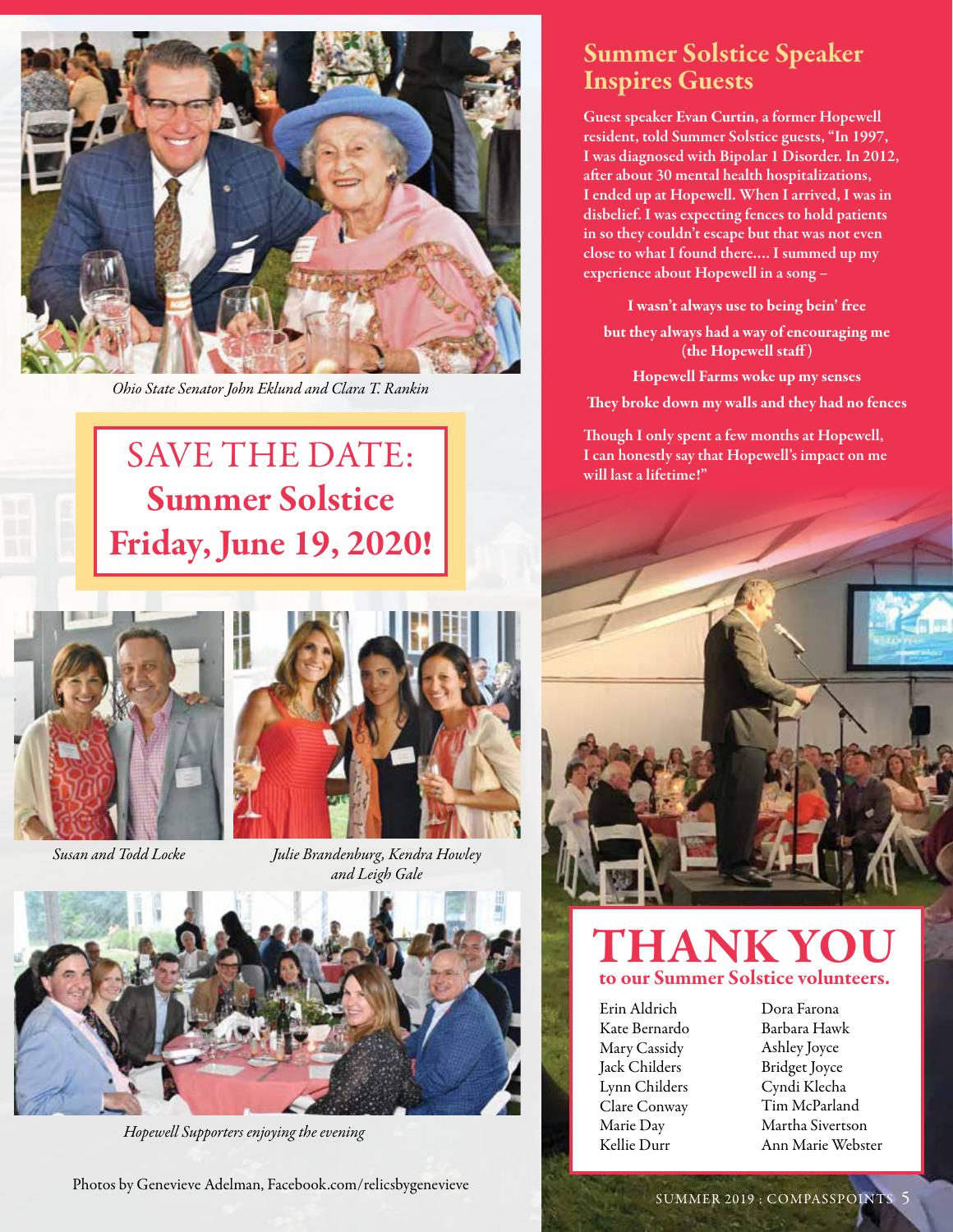*Ohio State Senator John Eklund and Clara T. Rankin*

SAVE THE DATE:
**Summer Solstice**
**Friday, June 19, 2020!**

*Susan and Todd Locke*

*Julie Brandenburg, Kendra Howley and Leigh Gale*

*Hopewell Supporters enjoying the evening*

Photos by Genevieve Adelman, Facebook.com/relicsbygenevieve

## Summer Solstice Speaker Inspires Guests

**Guest speaker Evan Curtin, a former Hopewell resident, told Summer Solstice guests, "In 1997, I was diagnosed with Bipolar 1 Disorder. In 2012, after about 30 mental health hospitalizations, I ended up at Hopewell. When I arrived, I was in disbelief. I was expecting fences to hold patients in so they couldn't escape but that was not even close to what I found there.... I summed up my experience about Hopewell in a song –**

**I wasn't always use to being bein' free**

**but they always had a way of encouraging me (the Hopewell staff)**

**Hopewell Farms woke up my senses**

**They broke down my walls and they had no fences**

**Though I only spent a few months at Hopewell, I can honestly say that Hopewell's impact on me will last a lifetime!"**

# THANK YOU

**to our Summer Solstice volunteers.**

Erin Aldrich
Kate Bernardo
Mary Cassidy
Jack Childers
Lynn Childers
Clare Conway
Marie Day
Kellie Durr
Dora Farona
Barbara Hawk
Ashley Joyce
Bridget Joyce
Cyndi Klecha
Tim McParland
Martha Sivertson
Ann Marie Webster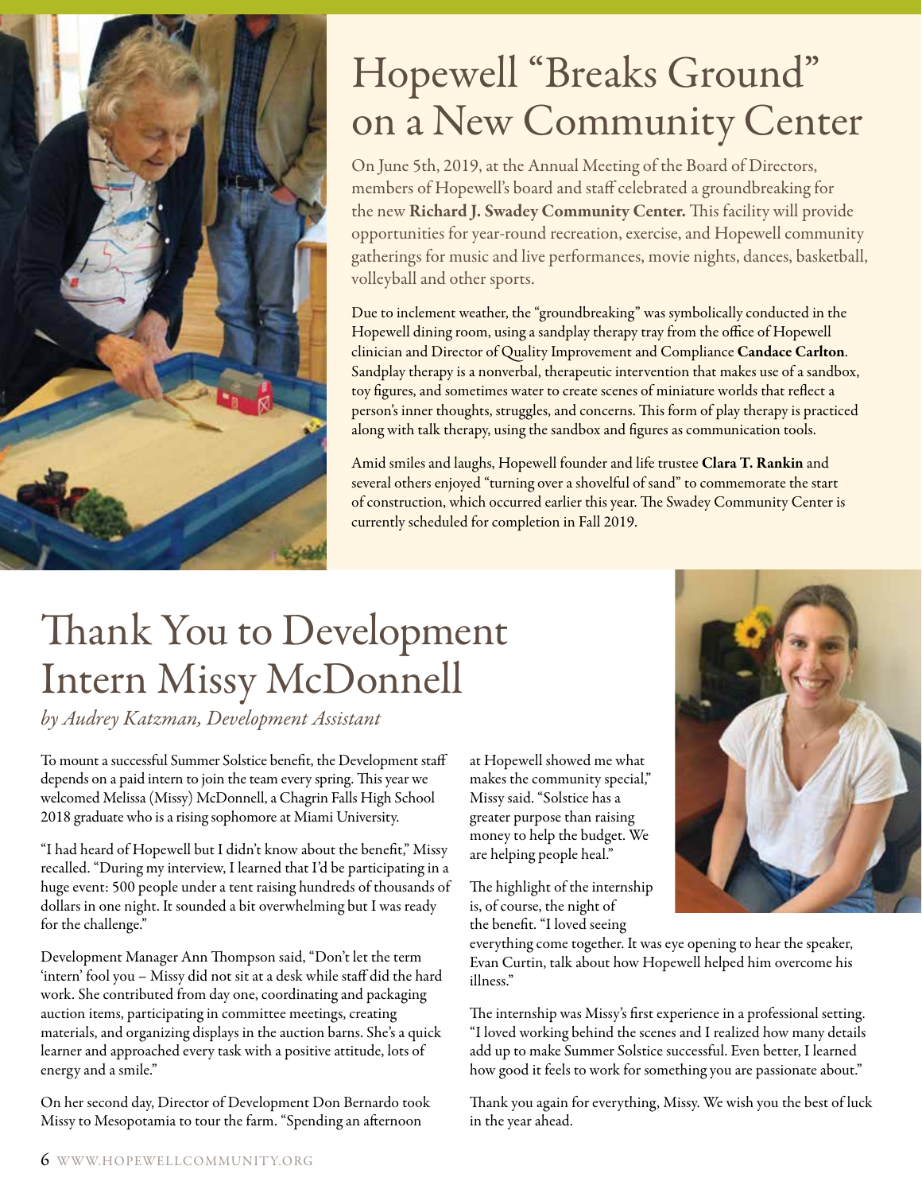# Hopewell "Breaks Ground" on a New Community Center

On June 5th, 2019, at the Annual Meeting of the Board of Directors, members of Hopewell's board and staff celebrated a groundbreaking for the new **Richard J. Swadey Community Center.** This facility will provide opportunities for year-round recreation, exercise, and Hopewell community gatherings for music and live performances, movie nights, dances, basketball, volleyball and other sports.

Due to inclement weather, the "groundbreaking" was symbolically conducted in the Hopewell dining room, using a sandplay therapy tray from the office of Hopewell clinician and Director of Quality Improvement and Compliance **Candace Carlton**. Sandplay therapy is a nonverbal, therapeutic intervention that makes use of a sandbox, toy figures, and sometimes water to create scenes of miniature worlds that reflect a person's inner thoughts, struggles, and concerns. This form of play therapy is practiced along with talk therapy, using the sandbox and figures as communication tools.

Amid smiles and laughs, Hopewell founder and life trustee **Clara T. Rankin** and several others enjoyed "turning over a shovelful of sand" to commemorate the start of construction, which occurred earlier this year. The Swadey Community Center is currently scheduled for completion in Fall 2019.

# Thank You to Development Intern Missy McDonnell

*by Audrey Katzman, Development Assistant*

To mount a successful Summer Solstice benefit, the Development staff depends on a paid intern to join the team every spring. This year we welcomed Melissa (Missy) McDonnell, a Chagrin Falls High School 2018 graduate who is a rising sophomore at Miami University.

"I had heard of Hopewell but I didn't know about the benefit," Missy recalled. "During my interview, I learned that I'd be participating in a huge event: 500 people under a tent raising hundreds of thousands of dollars in one night. It sounded a bit overwhelming but I was ready for the challenge."

Development Manager Ann Thompson said, "Don't let the term 'intern' fool you – Missy did not sit at a desk while staff did the hard work. She contributed from day one, coordinating and packaging auction items, participating in committee meetings, creating materials, and organizing displays in the auction barns. She's a quick learner and approached every task with a positive attitude, lots of energy and a smile."

On her second day, Director of Development Don Bernardo took Missy to Mesopotamia to tour the farm. "Spending an afternoon at Hopewell showed me what makes the community special," Missy said. "Solstice has a greater purpose than raising money to help the budget. We are helping people heal."

The highlight of the internship is, of course, the night of the benefit. "I loved seeing everything come together. It was eye opening to hear the speaker, Evan Curtin, talk about how Hopewell helped him overcome his illness."

The internship was Missy's first experience in a professional setting. "I loved working behind the scenes and I realized how many details add up to make Summer Solstice successful. Even better, I learned how good it feels to work for something you are passionate about."

Thank you again for everything, Missy. We wish you the best of luck in the year ahead.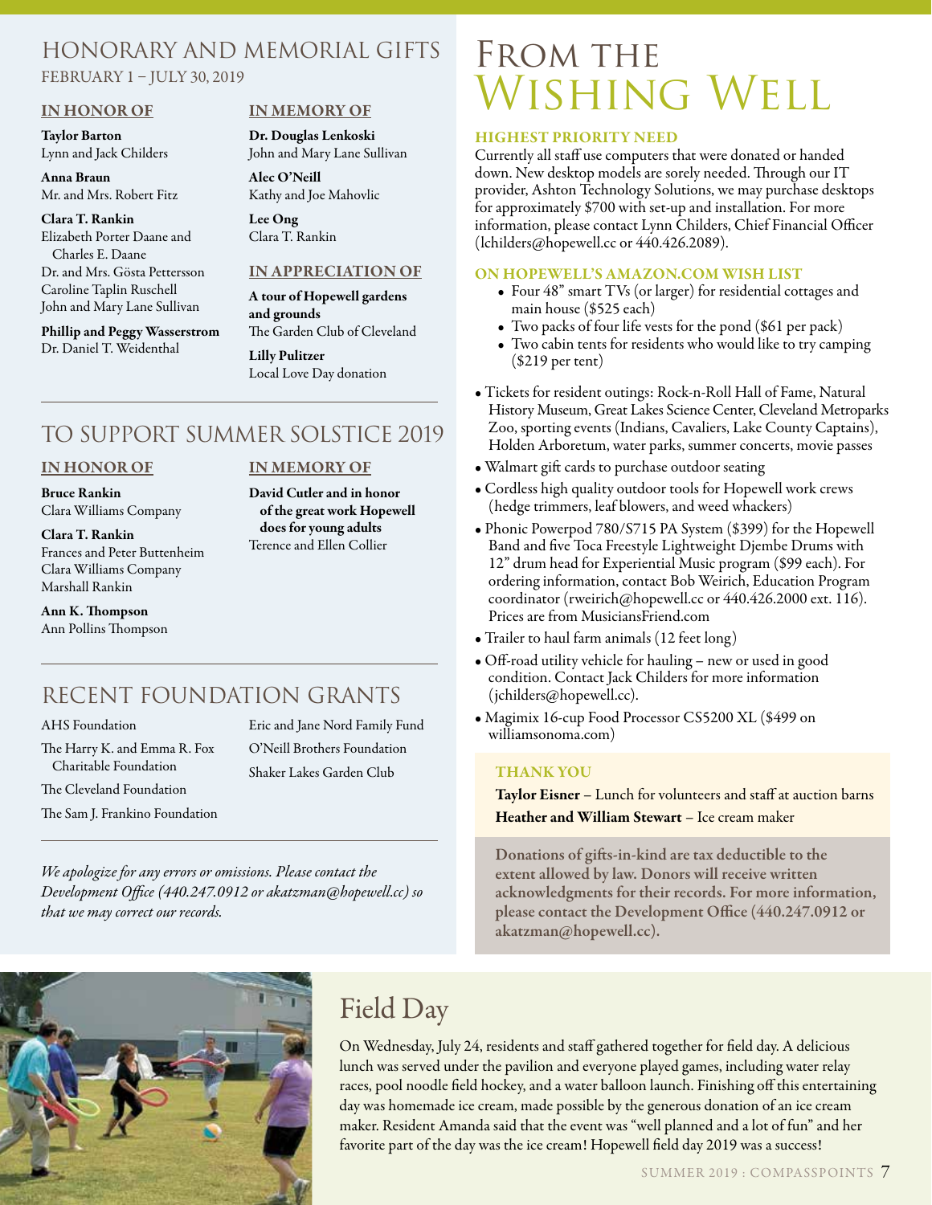## HONORARY AND MEMORIAL GIFTS

FEBRUARY 1 – JULY 30, 2019

### IN HONOR OF

**Taylor Barton**
Lynn and Jack Childers

**Anna Braun**
Mr. and Mrs. Robert Fitz

**Clara T. Rankin**
Elizabeth Porter Daane and Charles E. Daane
Dr. and Mrs. Gösta Pettersson
Caroline Taplin Ruschell
John and Mary Lane Sullivan

**Phillip and Peggy Wasserstrom**
Dr. Daniel T. Weidenthal

### IN MEMORY OF

**Dr. Douglas Lenkoski**
John and Mary Lane Sullivan

**Alec O'Neill**
Kathy and Joe Mahovlic

**Lee Ong**
Clara T. Rankin

### IN APPRECIATION OF

**A tour of Hopewell gardens and grounds**
The Garden Club of Cleveland

**Lilly Pulitzer**
Local Love Day donation

## TO SUPPORT SUMMER SOLSTICE 2019

### IN HONOR OF

**Bruce Rankin**
Clara Williams Company

**Clara T. Rankin**
Frances and Peter Buttenheim
Clara Williams Company
Marshall Rankin

**Ann K. Thompson**
Ann Pollins Thompson

### IN MEMORY OF

**David Cutler and in honor of the great work Hopewell does for young adults**
Terence and Ellen Collier

## RECENT FOUNDATION GRANTS

AHS Foundation
The Harry K. and Emma R. Fox Charitable Foundation
The Cleveland Foundation
The Sam J. Frankino Foundation
Eric and Jane Nord Family Fund
O'Neill Brothers Foundation
Shaker Lakes Garden Club

*We apologize for any errors or omissions. Please contact the Development Office (440.247.0912 or akatzman@hopewell.cc) so that we may correct our records.*

# From the Wishing Well

### HIGHEST PRIORITY NEED

Currently all staff use computers that were donated or handed down. New desktop models are sorely needed. Through our IT provider, Ashton Technology Solutions, we may purchase desktops for approximately $700 with set-up and installation. For more information, please contact Lynn Childers, Chief Financial Officer (lchilders@hopewell.cc or 440.426.2089).

### ON HOPEWELL'S AMAZON.COM WISH LIST

- Four 48" smart TVs (or larger) for residential cottages and main house ($525 each)
- Two packs of four life vests for the pond ($61 per pack)
- Two cabin tents for residents who would like to try camping ($219 per tent)

- Tickets for resident outings: Rock-n-Roll Hall of Fame, Natural History Museum, Great Lakes Science Center, Cleveland Metroparks Zoo, sporting events (Indians, Cavaliers, Lake County Captains), Holden Arboretum, water parks, summer concerts, movie passes
- Walmart gift cards to purchase outdoor seating
- Cordless high quality outdoor tools for Hopewell work crews (hedge trimmers, leaf blowers, and weed whackers)
- Phonic Powerpod 780/S715 PA System ($399) for the Hopewell Band and five Toca Freestyle Lightweight Djembe Drums with 12" drum head for Experiential Music program ($99 each). For ordering information, contact Bob Weirich, Education Program coordinator (rweirich@hopewell.cc or 440.426.2000 ext. 116). Prices are from MusiciansFriend.com
- Trailer to haul farm animals (12 feet long)
- Off-road utility vehicle for hauling – new or used in good condition. Contact Jack Childers for more information (jchilders@hopewell.cc).
- Magimix 16-cup Food Processor CS5200 XL ($499 on williamsonoma.com)

### THANK YOU

**Taylor Eisner** – Lunch for volunteers and staff at auction barns
**Heather and William Stewart** – Ice cream maker

**Donations of gifts-in-kind are tax deductible to the extent allowed by law. Donors will receive written acknowledgments for their records. For more information, please contact the Development Office (440.247.0912 or akatzman@hopewell.cc).**

# Field Day

On Wednesday, July 24, residents and staff gathered together for field day. A delicious lunch was served under the pavilion and everyone played games, including water relay races, pool noodle field hockey, and a water balloon launch. Finishing off this entertaining day was homemade ice cream, made possible by the generous donation of an ice cream maker. Resident Amanda said that the event was "well planned and a lot of fun" and her favorite part of the day was the ice cream! Hopewell field day 2019 was a success!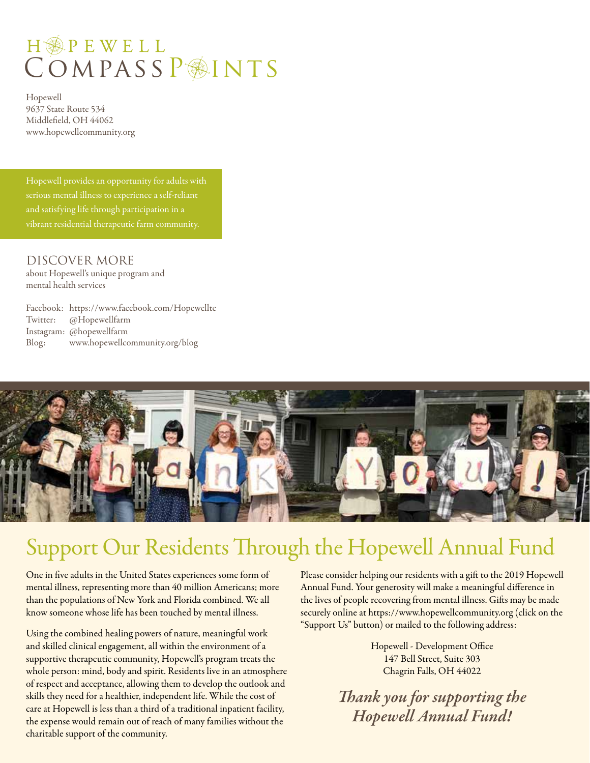# HOPEWELL COMPASSPOINTS

Hopewell
9637 State Route 534
Middlefield, OH 44062
www.hopewellcommunity.org

Hopewell provides an opportunity for adults with serious mental illness to experience a self-reliant and satisfying life through participation in a vibrant residential therapeutic farm community.

## DISCOVER MORE

about Hopewell's unique program and mental health services

Facebook: https://www.facebook.com/Hopewelltc
Twitter: @Hopewellfarm
Instagram: @hopewellfarm
Blog: www.hopewellcommunity.org/blog

## Support Our Residents Through the Hopewell Annual Fund

One in five adults in the United States experiences some form of mental illness, representing more than 40 million Americans; more than the populations of New York and Florida combined. We all know someone whose life has been touched by mental illness.

Using the combined healing powers of nature, meaningful work and skilled clinical engagement, all within the environment of a supportive therapeutic community, Hopewell's program treats the whole person: mind, body and spirit. Residents live in an atmosphere of respect and acceptance, allowing them to develop the outlook and skills they need for a healthier, independent life. While the cost of care at Hopewell is less than a third of a traditional inpatient facility, the expense would remain out of reach of many families without the charitable support of the community.

Please consider helping our residents with a gift to the 2019 Hopewell Annual Fund. Your generosity will make a meaningful difference in the lives of people recovering from mental illness. Gifts may be made securely online at https://www.hopewellcommunity.org (click on the "Support Us" button) or mailed to the following address:

Hopewell - Development Office
147 Bell Street, Suite 303
Chagrin Falls, OH 44022

***Thank you for supporting the Hopewell Annual Fund!***